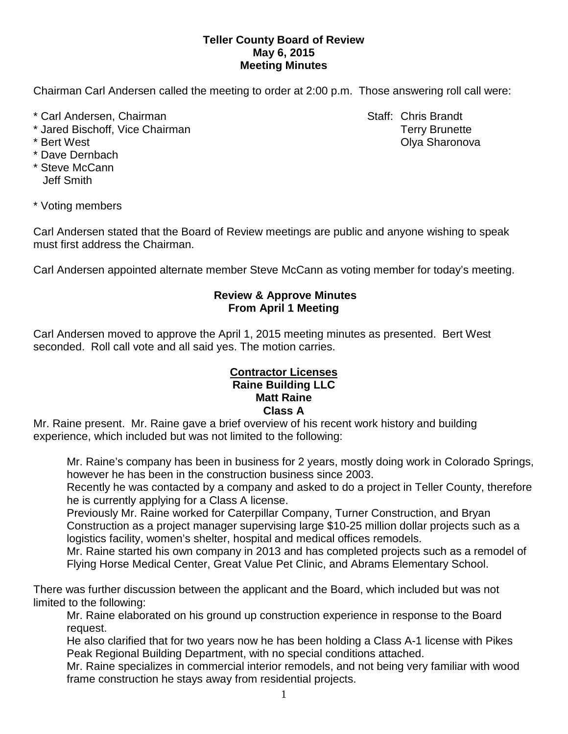**Teller County Board of Review**
**May 6, 2015**
**Meeting Minutes**

Chairman Carl Andersen called the meeting to order at 2:00 p.m. Those answering roll call were:

\* Carl Andersen, Chairman
\* Jared Bischoff, Vice Chairman
\* Bert West
\* Dave Dernbach
\* Steve McCann
Jeff Smith

Staff: Chris Brandt
Terry Brunette
Olya Sharonova

\* Voting members

Carl Andersen stated that the Board of Review meetings are public and anyone wishing to speak must first address the Chairman.

Carl Andersen appointed alternate member Steve McCann as voting member for today's meeting.

**Review & Approve Minutes**
**From April 1 Meeting**

Carl Andersen moved to approve the April 1, 2015 meeting minutes as presented. Bert West seconded. Roll call vote and all said yes. The motion carries.

**<u>Contractor Licenses</u>**
**Raine Building LLC**
**Matt Raine**
**Class A**

Mr. Raine present. Mr. Raine gave a brief overview of his recent work history and building experience, which included but was not limited to the following:

Mr. Raine's company has been in business for 2 years, mostly doing work in Colorado Springs, however he has been in the construction business since 2003.

Recently he was contacted by a company and asked to do a project in Teller County, therefore he is currently applying for a Class A license.

Previously Mr. Raine worked for Caterpillar Company, Turner Construction, and Bryan Construction as a project manager supervising large $10-25 million dollar projects such as a logistics facility, women's shelter, hospital and medical offices remodels.

Mr. Raine started his own company in 2013 and has completed projects such as a remodel of Flying Horse Medical Center, Great Value Pet Clinic, and Abrams Elementary School.

There was further discussion between the applicant and the Board, which included but was not limited to the following:

Mr. Raine elaborated on his ground up construction experience in response to the Board request.

He also clarified that for two years now he has been holding a Class A-1 license with Pikes Peak Regional Building Department, with no special conditions attached.

Mr. Raine specializes in commercial interior remodels, and not being very familiar with wood frame construction he stays away from residential projects.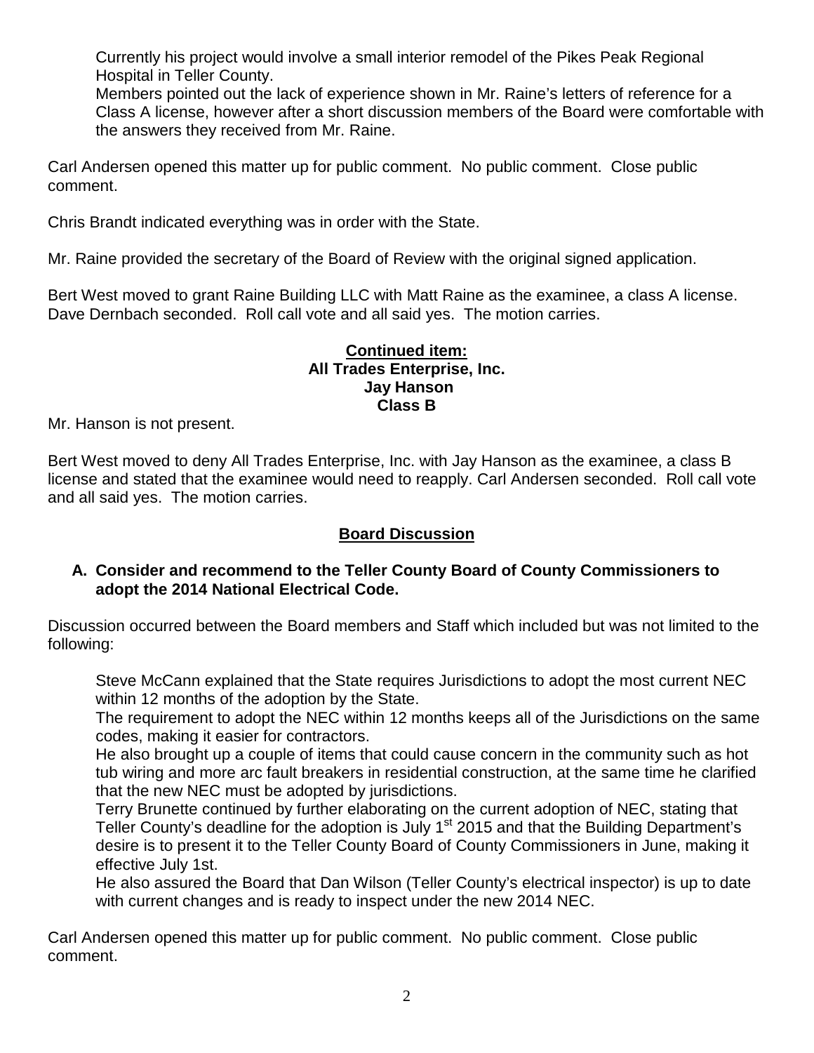Currently his project would involve a small interior remodel of the Pikes Peak Regional Hospital in Teller County.

Members pointed out the lack of experience shown in Mr. Raine's letters of reference for a Class A license, however after a short discussion members of the Board were comfortable with the answers they received from Mr. Raine.

Carl Andersen opened this matter up for public comment. No public comment. Close public comment.

Chris Brandt indicated everything was in order with the State.

Mr. Raine provided the secretary of the Board of Review with the original signed application.

Bert West moved to grant Raine Building LLC with Matt Raine as the examinee, a class A license. Dave Dernbach seconded. Roll call vote and all said yes. The motion carries.

**Continued item:**
**All Trades Enterprise, Inc.**
**Jay Hanson**
**Class B**

Mr. Hanson is not present.

Bert West moved to deny All Trades Enterprise, Inc. with Jay Hanson as the examinee, a class B license and stated that the examinee would need to reapply. Carl Andersen seconded. Roll call vote and all said yes. The motion carries.

## Board Discussion

**A. Consider and recommend to the Teller County Board of County Commissioners to adopt the 2014 National Electrical Code.**

Discussion occurred between the Board members and Staff which included but was not limited to the following:

Steve McCann explained that the State requires Jurisdictions to adopt the most current NEC within 12 months of the adoption by the State.

The requirement to adopt the NEC within 12 months keeps all of the Jurisdictions on the same codes, making it easier for contractors.

He also brought up a couple of items that could cause concern in the community such as hot tub wiring and more arc fault breakers in residential construction, at the same time he clarified that the new NEC must be adopted by jurisdictions.

Terry Brunette continued by further elaborating on the current adoption of NEC, stating that Teller County's deadline for the adoption is July 1st 2015 and that the Building Department's desire is to present it to the Teller County Board of County Commissioners in June, making it effective July 1st.

He also assured the Board that Dan Wilson (Teller County's electrical inspector) is up to date with current changes and is ready to inspect under the new 2014 NEC.

Carl Andersen opened this matter up for public comment. No public comment. Close public comment.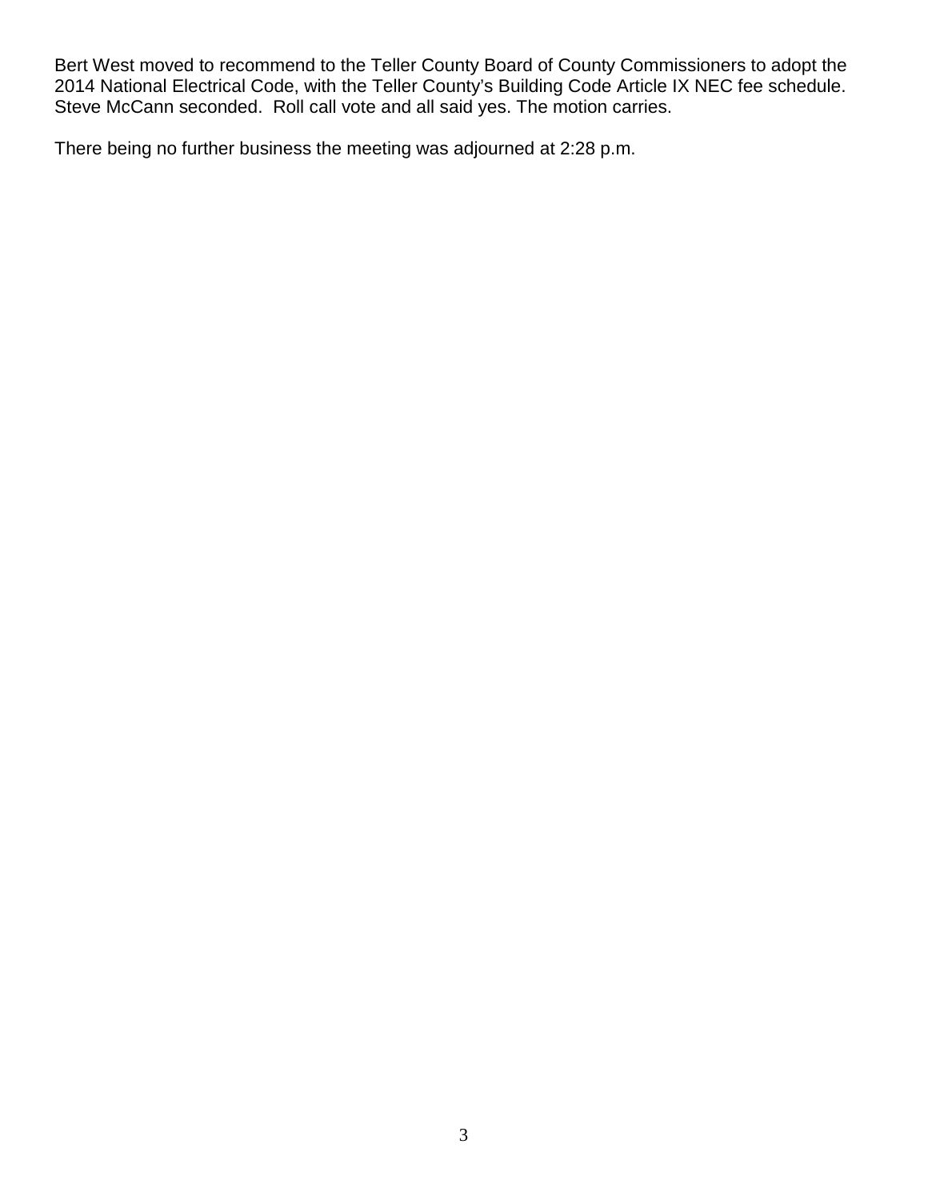Bert West moved to recommend to the Teller County Board of County Commissioners to adopt the 2014 National Electrical Code, with the Teller County's Building Code Article IX NEC fee schedule. Steve McCann seconded. Roll call vote and all said yes. The motion carries.

There being no further business the meeting was adjourned at 2:28 p.m.